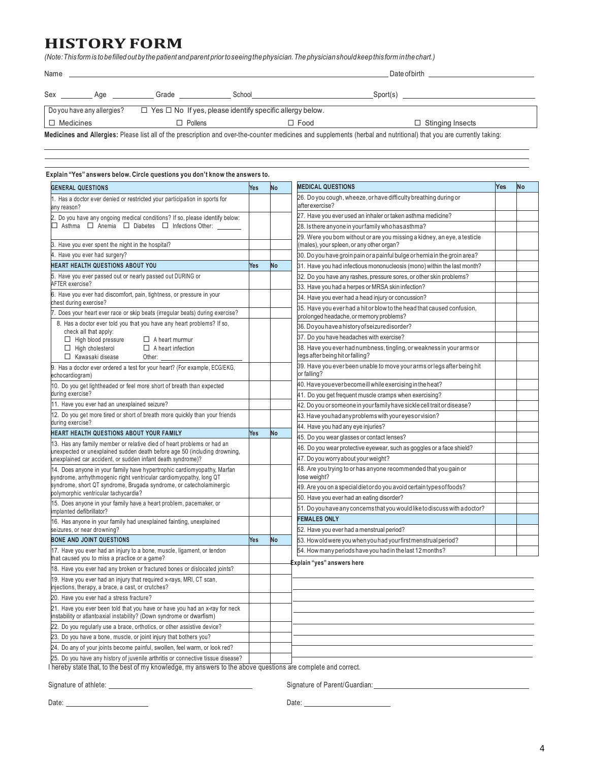# HISTORY FORM

*(Note: This form is to be filled out by the patient and parent prior to seeing the physician. The physician should keep this form in the chart.)*

Name \_\_\_\_\_\_\_\_\_\_\_\_\_\_\_\_\_\_\_\_\_\_\_\_\_\_\_\_\_\_\_\_\_\_\_\_\_\_\_\_ Date of birth \_\_\_\_\_\_\_\_\_\_\_\_\_\_\_\_\_\_\_\_

Sex \_\_\_\_\_\_ Age \_\_\_\_\_\_\_ Grade \_\_\_\_\_\_\_\_ School \_\_\_\_\_\_\_\_\_\_\_\_\_\_\_\_\_\_\_\_ Sport(s) \_\_\_\_\_\_\_\_\_\_\_\_\_\_\_\_\_\_\_\_

| Do you have any allergies? | ☐ Yes ☐ No If yes, please identify specific allergy below. | | |
|---|---|---|---|
| ☐ Medicines | ☐ Pollens | ☐ Food | ☐ Stinging Insects |

**Medicines and Allergies:** Please list all of the prescription and over-the-counter medicines and supplements (herbal and nutritional) that you are currently taking:

\_\_\_\_\_\_\_\_\_\_\_\_\_\_\_\_\_\_\_\_\_\_\_\_\_\_\_\_\_\_\_\_\_\_\_\_\_\_\_\_\_\_\_\_\_\_\_\_\_\_\_\_\_\_\_\_\_\_\_\_\_\_\_\_\_\_\_\_\_\_\_\_\_\_\_\_\_\_

\_\_\_\_\_\_\_\_\_\_\_\_\_\_\_\_\_\_\_\_\_\_\_\_\_\_\_\_\_\_\_\_\_\_\_\_\_\_\_\_\_\_\_\_\_\_\_\_\_\_\_\_\_\_\_\_\_\_\_\_\_\_\_\_\_\_\_\_\_\_\_\_\_\_\_\_\_\_

**Explain "Yes" answers below. Circle questions you don't know the answers to.**

| GENERAL QUESTIONS | Yes | No |
|---|---|---|
| 1. Has a doctor ever denied or restricted your participation in sports for any reason? | | |
| 2. Do you have any ongoing medical conditions? If so, please identify below: ☐ Asthma ☐ Anemia ☐ Diabetes ☐ Infections Other: \_\_\_\_\_\_ | | |
| 3. Have you ever spent the night in the hospital? | | |
| 4. Have you ever had surgery? | | |
| **HEART HEALTH QUESTIONS ABOUT YOU** | **Yes** | **No** |
| 5. Have you ever passed out or nearly passed out DURING or AFTER exercise? | | |
| 6. Have you ever had discomfort, pain, tightness, or pressure in your chest during exercise? | | |
| 7. Does your heart ever race or skip beats (irregular beats) during exercise? | | |
| 8. Has a doctor ever told you that you have any heart problems? If so, check all that apply: ☐ High blood pressure ☐ A heart murmur ☐ High cholesterol ☐ A heart infection ☐ Kawasaki disease Other: \_\_\_\_\_\_ | | |
| 9. Has a doctor ever ordered a test for your heart? (For example, ECG/EKG, echocardiogram) | | |
| 10. Do you get lightheaded or feel more short of breath than expected during exercise? | | |
| 11. Have you ever had an unexplained seizure? | | |
| 12. Do you get more tired or short of breath more quickly than your friends during exercise? | | |
| **HEART HEALTH QUESTIONS ABOUT YOUR FAMILY** | **Yes** | **No** |
| 13. Has any family member or relative died of heart problems or had an unexpected or unexplained sudden death before age 50 (including drowning, unexplained car accident, or sudden infant death syndrome)? | | |
| 14. Does anyone in your family have hypertrophic cardiomyopathy, Marfan syndrome, arrhythmogenic right ventricular cardiomyopathy, long QT syndrome, short QT syndrome, Brugada syndrome, or catecholaminergic polymorphic ventricular tachycardia? | | |
| 15. Does anyone in your family have a heart problem, pacemaker, or implanted defibrillator? | | |
| 16. Has anyone in your family had unexplained fainting, unexplained seizures, or near drowning? | | |
| **BONE AND JOINT QUESTIONS** | **Yes** | **No** |
| 17. Have you ever had an injury to a bone, muscle, ligament, or tendon that caused you to miss a practice or a game? | | |
| 18. Have you ever had any broken or fractured bones or dislocated joints? | | |
| 19. Have you ever had an injury that required x-rays, MRI, CT scan, injections, therapy, a brace, a cast, or crutches? | | |
| 20. Have you ever had a stress fracture? | | |
| 21. Have you ever been told that you have or have you had an x-ray for neck instability or atlantoaxial instability? (Down syndrome or dwarfism) | | |
| 22. Do you regularly use a brace, orthotics, or other assistive device? | | |
| 23. Do you have a bone, muscle, or joint injury that bothers you? | | |
| 24. Do any of your joints become painful, swollen, feel warm, or look red? | | |
| 25. Do you have any history of juvenile arthritis or connective tissue disease? | | |

| MEDICAL QUESTIONS | Yes | No |
|---|---|---|
| 26. Do you cough, wheeze, or have difficulty breathing during or after exercise? | | |
| 27. Have you ever used an inhaler or taken asthma medicine? | | |
| 28. Is there anyone in your family who has asthma? | | |
| 29. Were you born without or are you missing a kidney, an eye, a testicle (males), your spleen, or any other organ? | | |
| 30. Do you have groin pain or a painful bulge or hernia in the groin area? | | |
| 31. Have you had infectious mononucleosis (mono) within the last month? | | |
| 32. Do you have any rashes, pressure sores, or other skin problems? | | |
| 33. Have you had a herpes or MRSA skin infection? | | |
| 34. Have you ever had a head injury or concussion? | | |
| 35. Have you ever had a hit or blow to the head that caused confusion, prolonged headache, or memory problems? | | |
| 36. Do you have a history of seizure disorder? | | |
| 37. Do you have headaches with exercise? | | |
| 38. Have you ever had numbness, tingling, or weakness in your arms or legs after being hit or falling? | | |
| 39. Have you ever been unable to move your arms or legs after being hit or falling? | | |
| 40. Have you ever become ill while exercising in the heat? | | |
| 41. Do you get frequent muscle cramps when exercising? | | |
| 42. Do you or someone in your family have sickle cell trait or disease? | | |
| 43. Have you had any problems with your eyes or vision? | | |
| 44. Have you had any eye injuries? | | |
| 45. Do you wear glasses or contact lenses? | | |
| 46. Do you wear protective eyewear, such as goggles or a face shield? | | |
| 47. Do you worry about your weight? | | |
| 48. Are you trying to or has anyone recommended that you gain or lose weight? | | |
| 49. Are you on a special diet or do you avoid certain types of foods? | | |
| 50. Have you ever had an eating disorder? | | |
| 51. Do you have any concerns that you would like to discuss with a doctor? | | |
| **FEMALES ONLY** | | |
| 52. Have you ever had a menstrual period? | | |
| 53. How old were you when you had your first menstrual period? | | |
| 54. How many periods have you had in the last 12 months? | | |

**Explain "yes" answers here**

\_\_\_\_\_\_\_\_\_\_\_\_\_\_\_\_\_\_\_\_\_\_\_\_\_\_\_\_\_\_\_\_\_\_\_\_\_\_\_\_

\_\_\_\_\_\_\_\_\_\_\_\_\_\_\_\_\_\_\_\_\_\_\_\_\_\_\_\_\_\_\_\_\_\_\_\_\_\_\_\_

\_\_\_\_\_\_\_\_\_\_\_\_\_\_\_\_\_\_\_\_\_\_\_\_\_\_\_\_\_\_\_\_\_\_\_\_\_\_\_\_

\_\_\_\_\_\_\_\_\_\_\_\_\_\_\_\_\_\_\_\_\_\_\_\_\_\_\_\_\_\_\_\_\_\_\_\_\_\_\_\_

\_\_\_\_\_\_\_\_\_\_\_\_\_\_\_\_\_\_\_\_\_\_\_\_\_\_\_\_\_\_\_\_\_\_\_\_\_\_\_\_

\_\_\_\_\_\_\_\_\_\_\_\_\_\_\_\_\_\_\_\_\_\_\_\_\_\_\_\_\_\_\_\_\_\_\_\_\_\_\_\_

\_\_\_\_\_\_\_\_\_\_\_\_\_\_\_\_\_\_\_\_\_\_\_\_\_\_\_\_\_\_\_\_\_\_\_\_\_\_\_\_

\_\_\_\_\_\_\_\_\_\_\_\_\_\_\_\_\_\_\_\_\_\_\_\_\_\_\_\_\_\_\_\_\_\_\_\_\_\_\_\_

I hereby state that, to the best of my knowledge, my answers to the above questions are complete and correct.

Signature of athlete: \_\_\_\_\_\_\_\_\_\_\_\_\_\_\_\_\_\_\_\_\_\_\_\_ Signature of Parent/Guardian: \_\_\_\_\_\_\_\_\_\_\_\_\_\_\_\_\_\_\_\_\_\_\_\_

Date: \_\_\_\_\_\_\_\_\_\_\_\_ Date: \_\_\_\_\_\_\_\_\_\_\_\_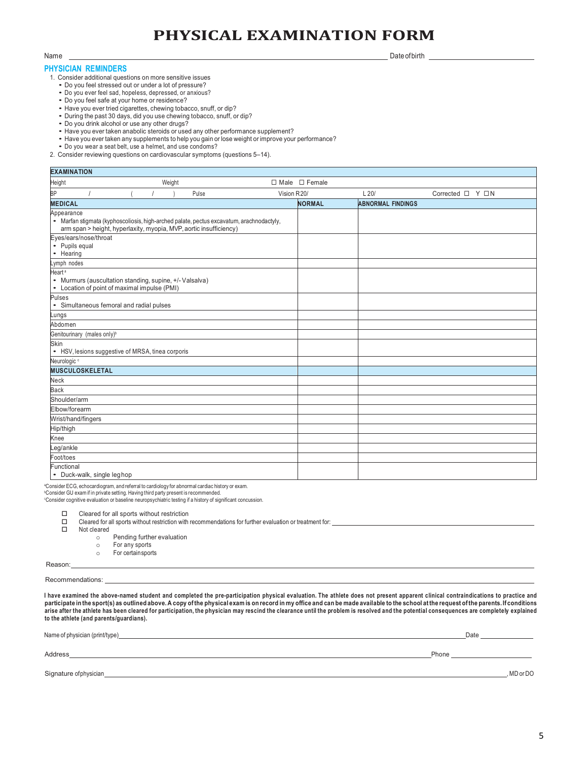# PHYSICAL EXAMINATION FORM

Name ______________________________ Date of birth ______________

## PHYSICIAN REMINDERS

1. Consider additional questions on more sensitive issues
   - Do you feel stressed out or under a lot of pressure?
   - Do you ever feel sad, hopeless, depressed, or anxious?
   - Do you feel safe at your home or residence?
   - Have you ever tried cigarettes, chewing tobacco, snuff, or dip?
   - During the past 30 days, did you use chewing tobacco, snuff, or dip?
   - Do you drink alcohol or use any other drugs?
   - Have you ever taken anabolic steroids or used any other performance supplement?
   - Have you ever taken any supplements to help you gain or lose weight or improve your performance?
   - Do you wear a seat belt, use a helmet, and use condoms?
2. Consider reviewing questions on cardiovascular symptoms (questions 5–14).

| **EXAMINATION** | | | | |
|---|---|---|---|---|
| Height | Weight | ☐ Male ☐ Female | | |
| BP / ( / ) | Pulse | Vision R 20/ | L 20/ | Corrected ☐ Y ☐ N |

| **MEDICAL** | **NORMAL** | **ABNORMAL FINDINGS** |
|---|---|---|
| Appearance<br>• Marfan stigmata (kyphoscoliosis, high-arched palate, pectus excavatum, arachnodactyly, arm span > height, hyperlaxity, myopia, MVP, aortic insufficiency) | | |
| Eyes/ears/nose/throat<br>• Pupils equal<br>• Hearing | | |
| Lymph nodes | | |
| Heart [a]<br>• Murmurs (auscultation standing, supine, +/- Valsalva)<br>• Location of point of maximal impulse (PMI) | | |
| Pulses<br>• Simultaneous femoral and radial pulses | | |
| Lungs | | |
| Abdomen | | |
| Genitourinary (males only)[b] | | |
| Skin<br>• HSV, lesions suggestive of MRSA, tinea corporis | | |
| Neurologic [c] | | |
| **MUSCULOSKELETAL** | | |
| Neck | | |
| Back | | |
| Shoulder/arm | | |
| Elbow/forearm | | |
| Wrist/hand/fingers | | |
| Hip/thigh | | |
| Knee | | |
| Leg/ankle | | |
| Foot/toes | | |
| Functional<br>• Duck-walk, single leg hop | | |

[a] Consider ECG, echocardiogram, and referral to cardiology for abnormal cardiac history or exam.
[b] Consider GU exam if in private setting. Having third party present is recommended.
[c] Consider cognitive evaluation or baseline neuropsychiatric testing if a history of significant concussion.

☐ Cleared for all sports without restriction

☐ Cleared for all sports without restriction with recommendations for further evaluation or treatment for: ______________________

☐ Not cleared
- ○ Pending further evaluation
- ○ For any sports
- ○ For certain sports

Reason: ______________________

Recommendations: ______________________

**I have examined the above-named student and completed the pre-participation physical evaluation. The athlete does not present apparent clinical contraindications to practice and participate in the sport(s) as outlined above. A copy of the physical exam is on record in my office and can be made available to the school at the request of the parents. If conditions arise after the athlete has been cleared for participation, the physician may rescind the clearance until the problem is resolved and the potential consequences are completely explained to the athlete (and parents/guardians).**

Name of physician (print/type) ______________________ Date ______________

Address ______________________ Phone ______________

Signature of physician ______________________, MD or DO